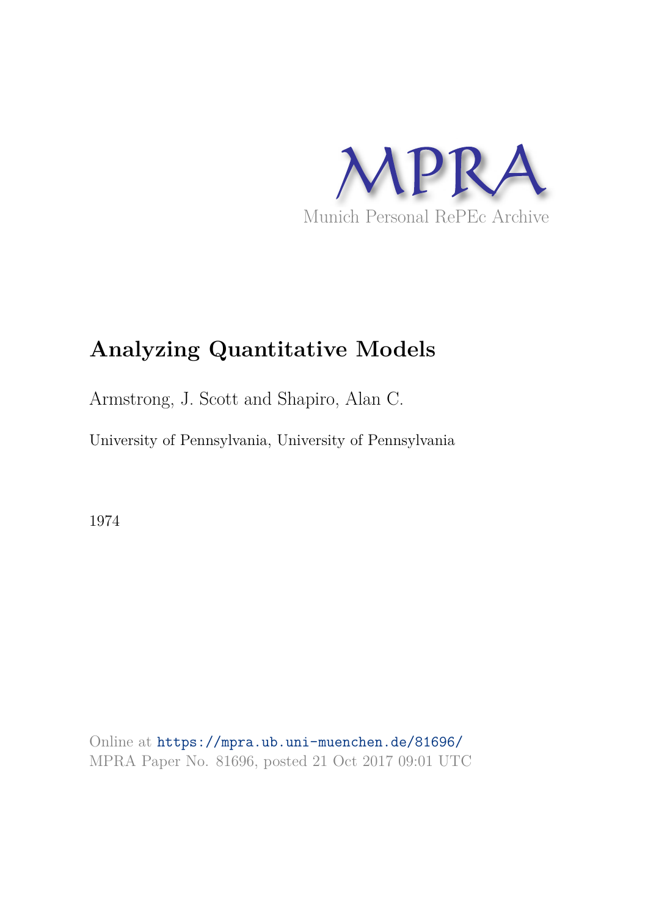MPRA

Munich Personal RePEc Archive

# Analyzing Quantitative Models

Armstrong, J. Scott and Shapiro, Alan C.

University of Pennsylvania, University of Pennsylvania

1974

Online at https://mpra.ub.uni-muenchen.de/81696/
MPRA Paper No. 81696, posted 21 Oct 2017 09:01 UTC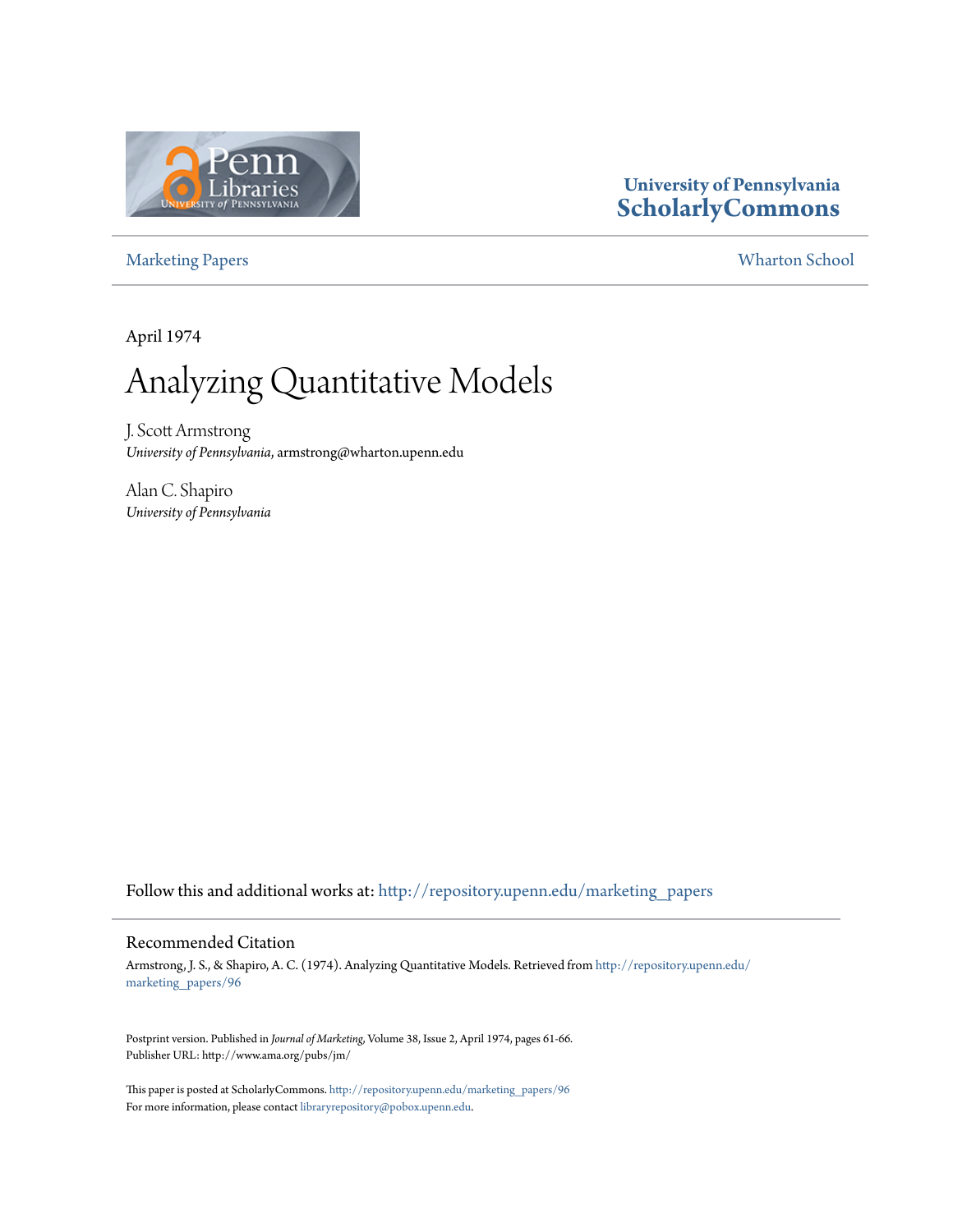University of Pennsylvania
ScholarlyCommons

Marketing Papers

Wharton School

April 1974

# Analyzing Quantitative Models

J. Scott Armstrong
*University of Pennsylvania*, armstrong@wharton.upenn.edu

Alan C. Shapiro
*University of Pennsylvania*

Follow this and additional works at: http://repository.upenn.edu/marketing_papers

## Recommended Citation

Armstrong, J. S., & Shapiro, A. C. (1974). Analyzing Quantitative Models. Retrieved from http://repository.upenn.edu/marketing_papers/96

Postprint version. Published in *Journal of Marketing*, Volume 38, Issue 2, April 1974, pages 61-66.
Publisher URL: http://www.ama.org/pubs/jm/

This paper is posted at ScholarlyCommons. http://repository.upenn.edu/marketing_papers/96
For more information, please contact libraryrepository@pobox.upenn.edu.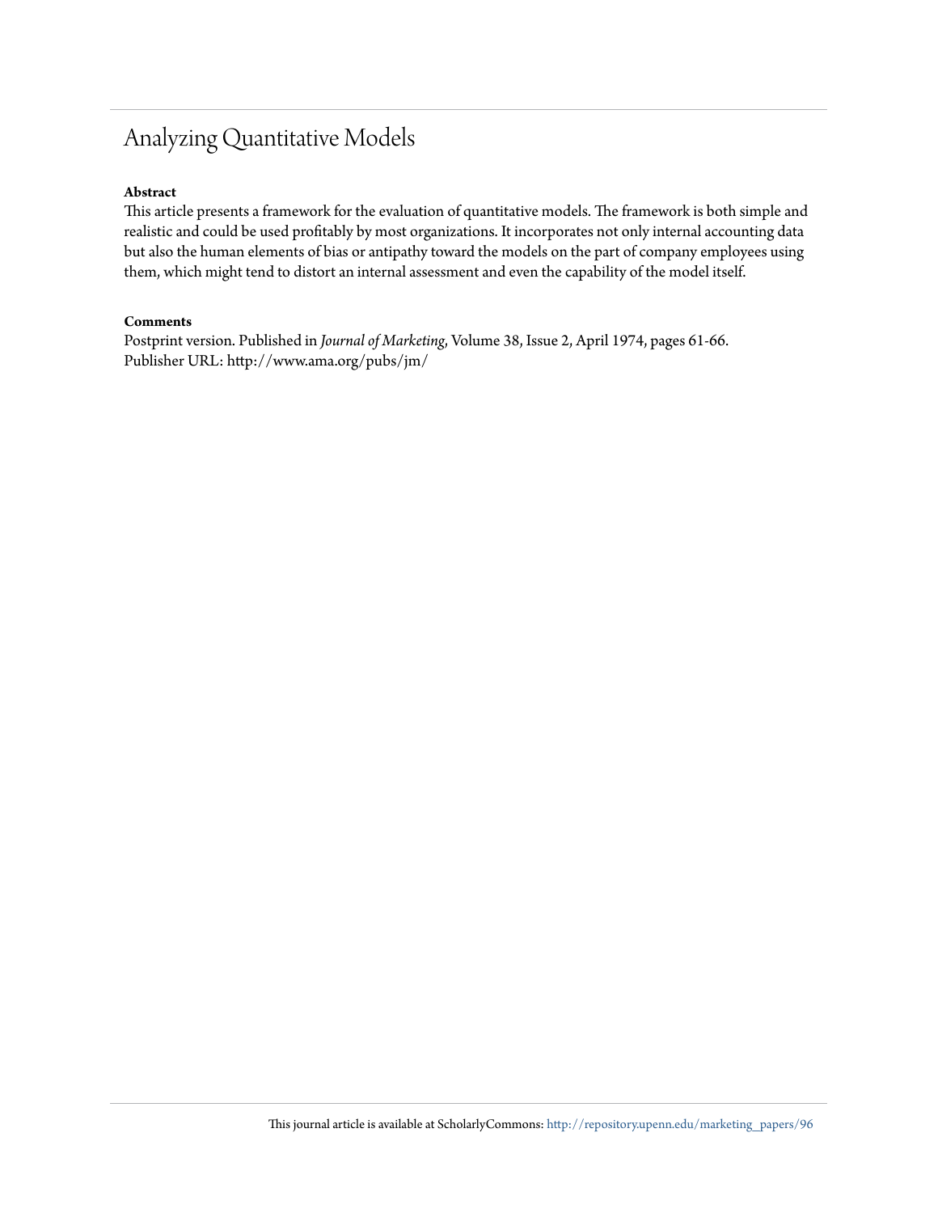# Analyzing Quantitative Models

**Abstract**

This article presents a framework for the evaluation of quantitative models. The framework is both simple and realistic and could be used profitably by most organizations. It incorporates not only internal accounting data but also the human elements of bias or antipathy toward the models on the part of company employees using them, which might tend to distort an internal assessment and even the capability of the model itself.

**Comments**

Postprint version. Published in *Journal of Marketing*, Volume 38, Issue 2, April 1974, pages 61-66.
Publisher URL: http://www.ama.org/pubs/jm/

This journal article is available at ScholarlyCommons: http://repository.upenn.edu/marketing_papers/96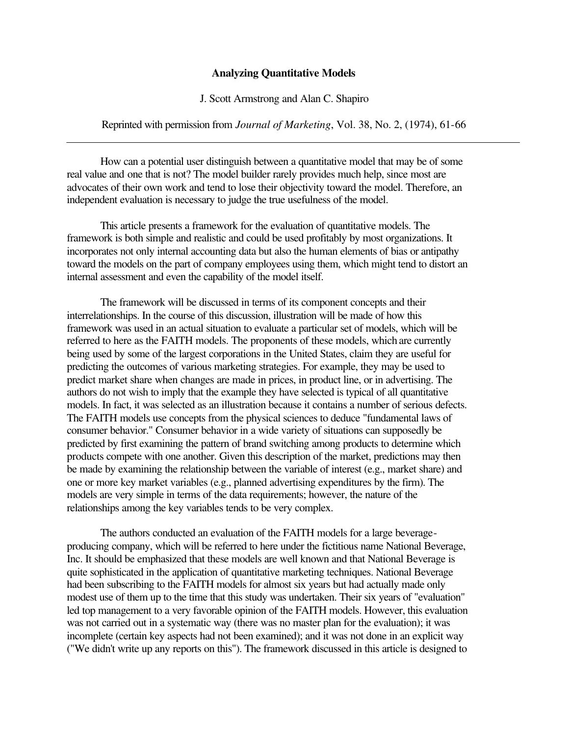**Analyzing Quantitative Models**

J. Scott Armstrong and Alan C. Shapiro

Reprinted with permission from *Journal of Marketing*, Vol. 38, No. 2, (1974), 61-66

---

How can a potential user distinguish between a quantitative model that may be of some real value and one that is not? The model builder rarely provides much help, since most are advocates of their own work and tend to lose their objectivity toward the model. Therefore, an independent evaluation is necessary to judge the true usefulness of the model.

This article presents a framework for the evaluation of quantitative models. The framework is both simple and realistic and could be used profitably by most organizations. It incorporates not only internal accounting data but also the human elements of bias or antipathy toward the models on the part of company employees using them, which might tend to distort an internal assessment and even the capability of the model itself.

The framework will be discussed in terms of its component concepts and their interrelationships. In the course of this discussion, illustration will be made of how this framework was used in an actual situation to evaluate a particular set of models, which will be referred to here as the FAITH models. The proponents of these models, which are currently being used by some of the largest corporations in the United States, claim they are useful for predicting the outcomes of various marketing strategies. For example, they may be used to predict market share when changes are made in prices, in product line, or in advertising. The authors do not wish to imply that the example they have selected is typical of all quantitative models. In fact, it was selected as an illustration because it contains a number of serious defects. The FAITH models use concepts from the physical sciences to deduce "fundamental laws of consumer behavior." Consumer behavior in a wide variety of situations can supposedly be predicted by first examining the pattern of brand switching among products to determine which products compete with one another. Given this description of the market, predictions may then be made by examining the relationship between the variable of interest (e.g., market share) and one or more key market variables (e.g., planned advertising expenditures by the firm). The models are very simple in terms of the data requirements; however, the nature of the relationships among the key variables tends to be very complex.

The authors conducted an evaluation of the FAITH models for a large beverage-producing company, which will be referred to here under the fictitious name National Beverage, Inc. It should be emphasized that these models are well known and that National Beverage is quite sophisticated in the application of quantitative marketing techniques. National Beverage had been subscribing to the FAITH models for almost six years but had actually made only modest use of them up to the time that this study was undertaken. Their six years of "evaluation" led top management to a very favorable opinion of the FAITH models. However, this evaluation was not carried out in a systematic way (there was no master plan for the evaluation); it was incomplete (certain key aspects had not been examined); and it was not done in an explicit way ("We didn't write up any reports on this"). The framework discussed in this article is designed to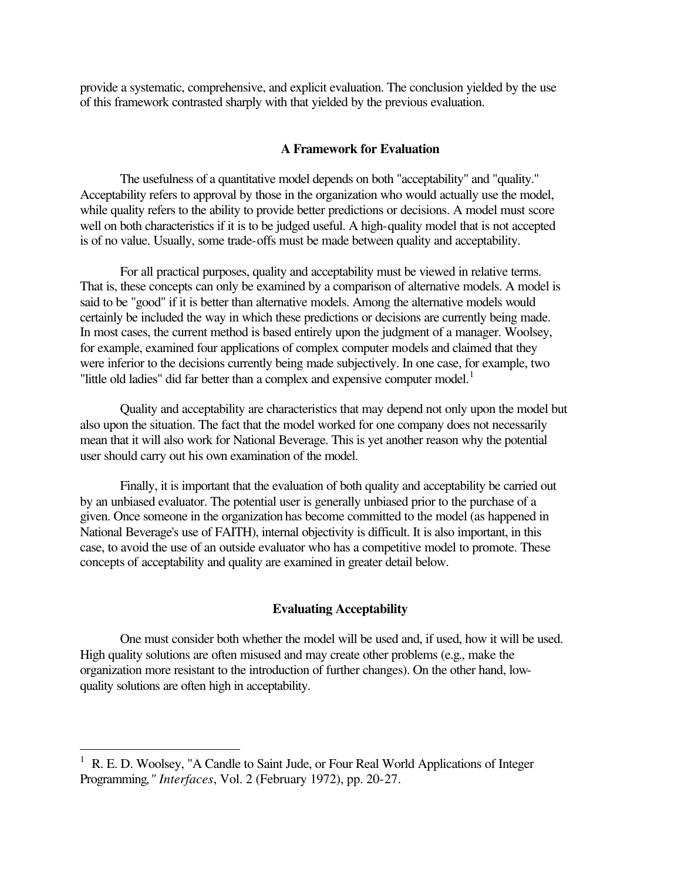provide a systematic, comprehensive, and explicit evaluation. The conclusion yielded by the use of this framework contrasted sharply with that yielded by the previous evaluation.

## A Framework for Evaluation

The usefulness of a quantitative model depends on both "acceptability" and "quality." Acceptability refers to approval by those in the organization who would actually use the model, while quality refers to the ability to provide better predictions or decisions. A model must score well on both characteristics if it is to be judged useful. A high-quality model that is not accepted is of no value. Usually, some trade-offs must be made between quality and acceptability.

For all practical purposes, quality and acceptability must be viewed in relative terms. That is, these concepts can only be examined by a comparison of alternative models. A model is said to be "good" if it is better than alternative models. Among the alternative models would certainly be included the way in which these predictions or decisions are currently being made. In most cases, the current method is based entirely upon the judgment of a manager. Woolsey, for example, examined four applications of complex computer models and claimed that they were inferior to the decisions currently being made subjectively. In one case, for example, two "little old ladies" did far better than a complex and expensive computer model.[1]

Quality and acceptability are characteristics that may depend not only upon the model but also upon the situation. The fact that the model worked for one company does not necessarily mean that it will also work for National Beverage. This is yet another reason why the potential user should carry out his own examination of the model.

Finally, it is important that the evaluation of both quality and acceptability be carried out by an unbiased evaluator. The potential user is generally unbiased prior to the purchase of a given. Once someone in the organization has become committed to the model (as happened in National Beverage's use of FAITH), internal objectivity is difficult. It is also important, in this case, to avoid the use of an outside evaluator who has a competitive model to promote. These concepts of acceptability and quality are examined in greater detail below.

## Evaluating Acceptability

One must consider both whether the model will be used and, if used, how it will be used. High quality solutions are often misused and may create other problems (e.g., make the organization more resistant to the introduction of further changes). On the other hand, low-quality solutions are often high in acceptability.

---

[1] R. E. D. Woolsey, "A Candle to Saint Jude, or Four Real World Applications of Integer Programming," *Interfaces*, Vol. 2 (February 1972), pp. 20-27.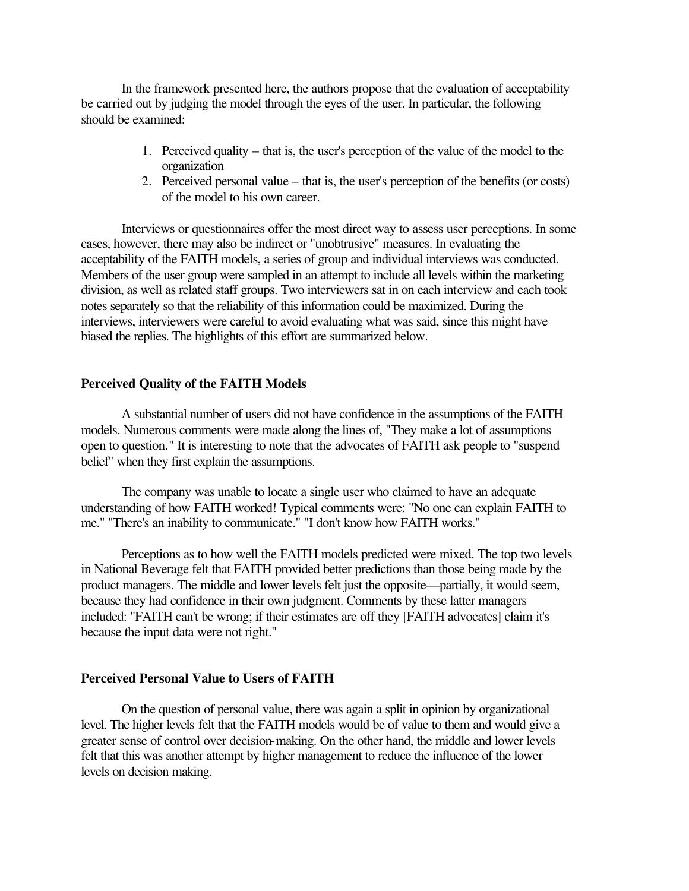In the framework presented here, the authors propose that the evaluation of acceptability be carried out by judging the model through the eyes of the user. In particular, the following should be examined:

1. Perceived quality – that is, the user's perception of the value of the model to the organization
2. Perceived personal value – that is, the user's perception of the benefits (or costs) of the model to his own career.

Interviews or questionnaires offer the most direct way to assess user perceptions. In some cases, however, there may also be indirect or "unobtrusive" measures. In evaluating the acceptability of the FAITH models, a series of group and individual interviews was conducted. Members of the user group were sampled in an attempt to include all levels within the marketing division, as well as related staff groups. Two interviewers sat in on each interview and each took notes separately so that the reliability of this information could be maximized. During the interviews, interviewers were careful to avoid evaluating what was said, since this might have biased the replies. The highlights of this effort are summarized below.

**Perceived Quality of the FAITH Models**

A substantial number of users did not have confidence in the assumptions of the FAITH models. Numerous comments were made along the lines of, "They make a lot of assumptions open to question." It is interesting to note that the advocates of FAITH ask people to "suspend belief" when they first explain the assumptions.

The company was unable to locate a single user who claimed to have an adequate understanding of how FAITH worked! Typical comments were: "No one can explain FAITH to me." "There's an inability to communicate." "I don't know how FAITH works."

Perceptions as to how well the FAITH models predicted were mixed. The top two levels in National Beverage felt that FAITH provided better predictions than those being made by the product managers. The middle and lower levels felt just the opposite—partially, it would seem, because they had confidence in their own judgment. Comments by these latter managers included: "FAITH can't be wrong; if their estimates are off they [FAITH advocates] claim it's because the input data were not right."

**Perceived Personal Value to Users of FAITH**

On the question of personal value, there was again a split in opinion by organizational level. The higher levels felt that the FAITH models would be of value to them and would give a greater sense of control over decision-making. On the other hand, the middle and lower levels felt that this was another attempt by higher management to reduce the influence of the lower levels on decision making.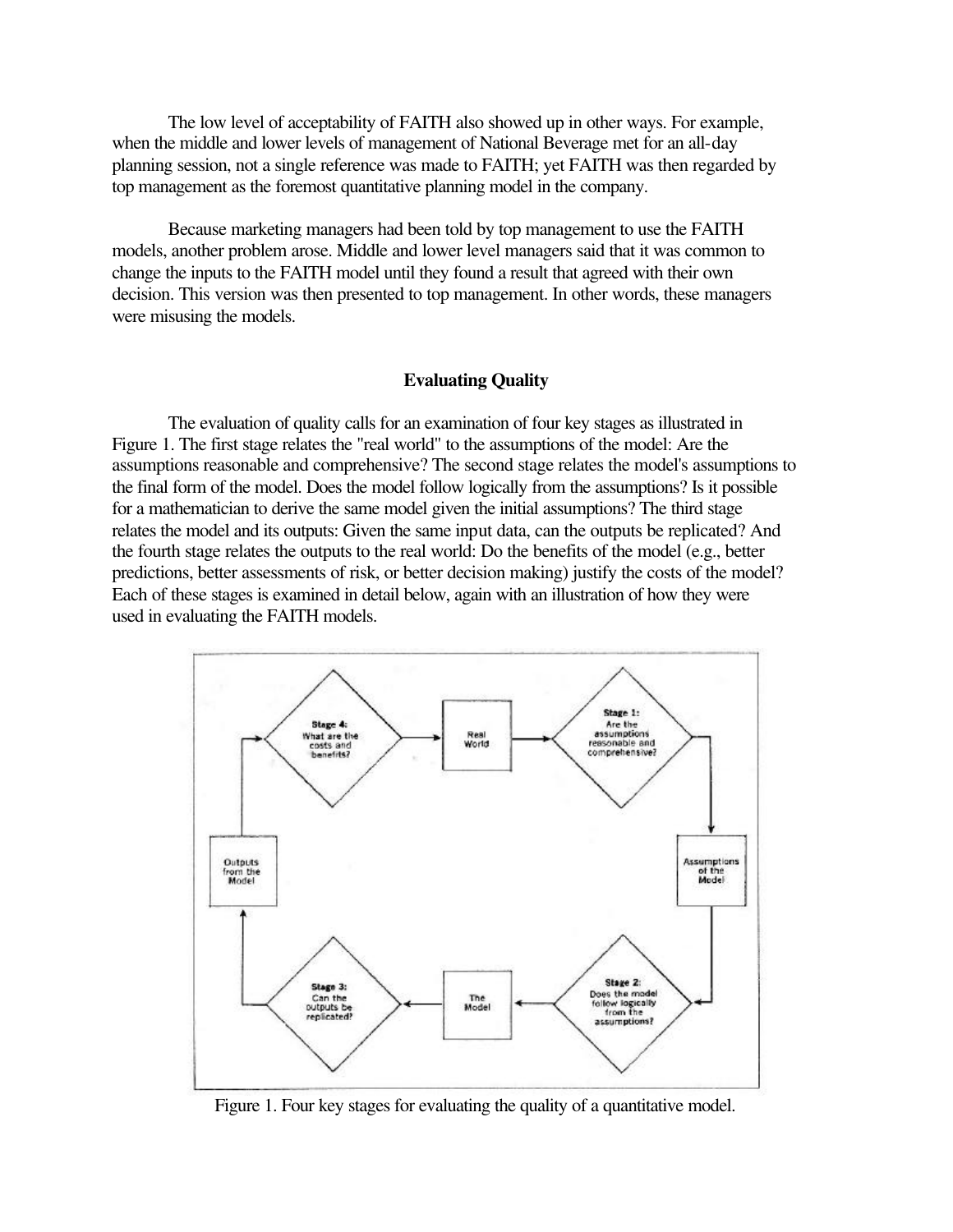The low level of acceptability of FAITH also showed up in other ways. For example, when the middle and lower levels of management of National Beverage met for an all-day planning session, not a single reference was made to FAITH; yet FAITH was then regarded by top management as the foremost quantitative planning model in the company.

Because marketing managers had been told by top management to use the FAITH models, another problem arose. Middle and lower level managers said that it was common to change the inputs to the FAITH model until they found a result that agreed with their own decision. This version was then presented to top management. In other words, these managers were misusing the models.

## Evaluating Quality

The evaluation of quality calls for an examination of four key stages as illustrated in Figure 1. The first stage relates the "real world" to the assumptions of the model: Are the assumptions reasonable and comprehensive? The second stage relates the model's assumptions to the final form of the model. Does the model follow logically from the assumptions? Is it possible for a mathematician to derive the same model given the initial assumptions? The third stage relates the model and its outputs: Given the same input data, can the outputs be replicated? And the fourth stage relates the outputs to the real world: Do the benefits of the model (e.g., better predictions, better assessments of risk, or better decision making) justify the costs of the model? Each of these stages is examined in detail below, again with an illustration of how they were used in evaluating the FAITH models.

Figure 1. Four key stages for evaluating the quality of a quantitative model.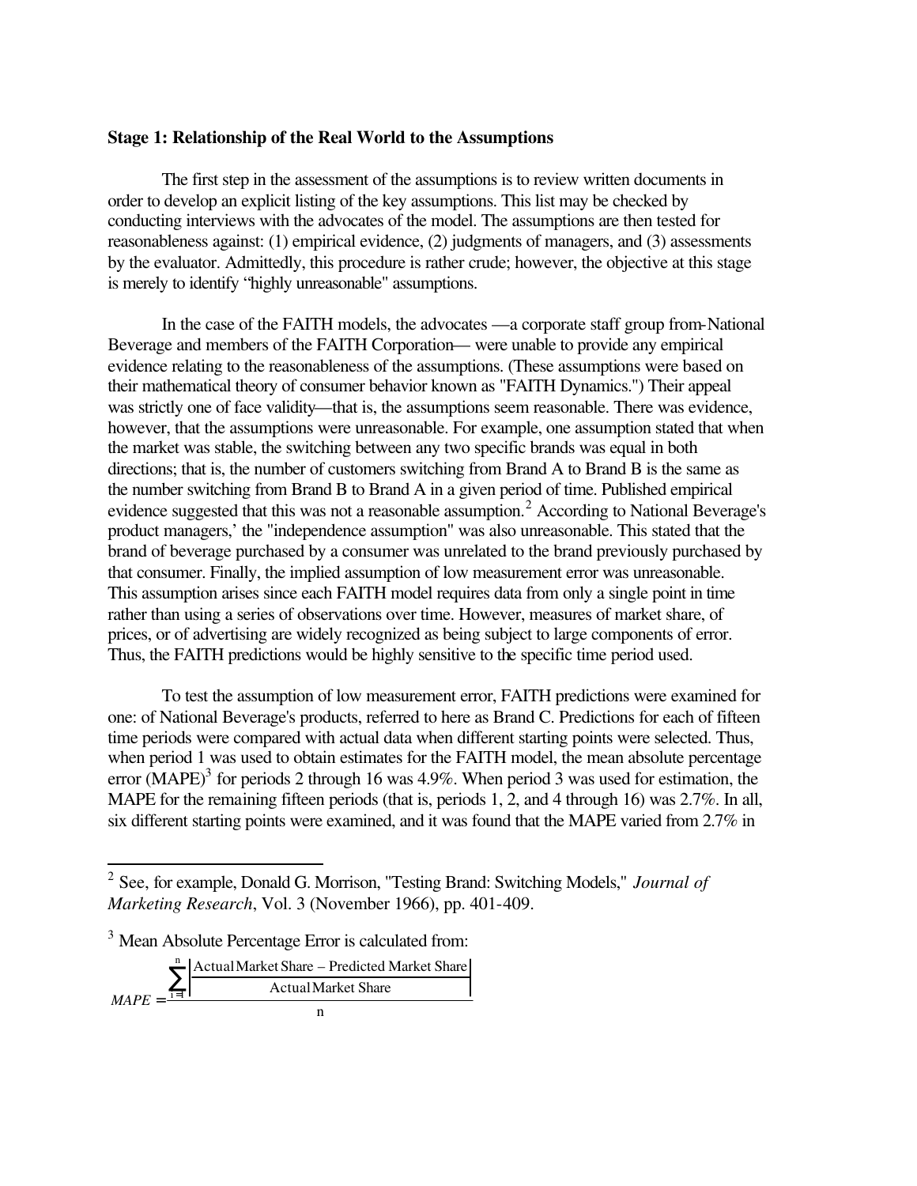### Stage 1: Relationship of the Real World to the Assumptions

The first step in the assessment of the assumptions is to review written documents in order to develop an explicit listing of the key assumptions. This list may be checked by conducting interviews with the advocates of the model. The assumptions are then tested for reasonableness against: (1) empirical evidence, (2) judgments of managers, and (3) assessments by the evaluator. Admittedly, this procedure is rather crude; however, the objective at this stage is merely to identify "highly unreasonable" assumptions.

In the case of the FAITH models, the advocates —a corporate staff group from National Beverage and members of the FAITH Corporation— were unable to provide any empirical evidence relating to the reasonableness of the assumptions. (These assumptions were based on their mathematical theory of consumer behavior known as "FAITH Dynamics.") Their appeal was strictly one of face validity—that is, the assumptions seem reasonable. There was evidence, however, that the assumptions were unreasonable. For example, one assumption stated that when the market was stable, the switching between any two specific brands was equal in both directions; that is, the number of customers switching from Brand A to Brand B is the same as the number switching from Brand B to Brand A in a given period of time. Published empirical evidence suggested that this was not a reasonable assumption.[2] According to National Beverage's product managers,' the "independence assumption" was also unreasonable. This stated that the brand of beverage purchased by a consumer was unrelated to the brand previously purchased by that consumer. Finally, the implied assumption of low measurement error was unreasonable. This assumption arises since each FAITH model requires data from only a single point in time rather than using a series of observations over time. However, measures of market share, of prices, or of advertising are widely recognized as being subject to large components of error. Thus, the FAITH predictions would be highly sensitive to the specific time period used.

To test the assumption of low measurement error, FAITH predictions were examined for one: of National Beverage's products, referred to here as Brand C. Predictions for each of fifteen time periods were compared with actual data when different starting points were selected. Thus, when period 1 was used to obtain estimates for the FAITH model, the mean absolute percentage error (MAPE)[3] for periods 2 through 16 was 4.9%. When period 3 was used for estimation, the MAPE for the remaining fifteen periods (that is, periods 1, 2, and 4 through 16) was 2.7%. In all, six different starting points were examined, and it was found that the MAPE varied from 2.7% in

---

[2] See, for example, Donald G. Morrison, "Testing Brand: Switching Models," *Journal of Marketing Research*, Vol. 3 (November 1966), pp. 401-409.

[3] Mean Absolute Percentage Error is calculated from:

$$MAPE = \frac{\sum_{1=1}^{n} \left| \frac{\text{Actual Market Share} - \text{Predicted Market Share}}{\text{Actual Market Share}} \right|}{n}$$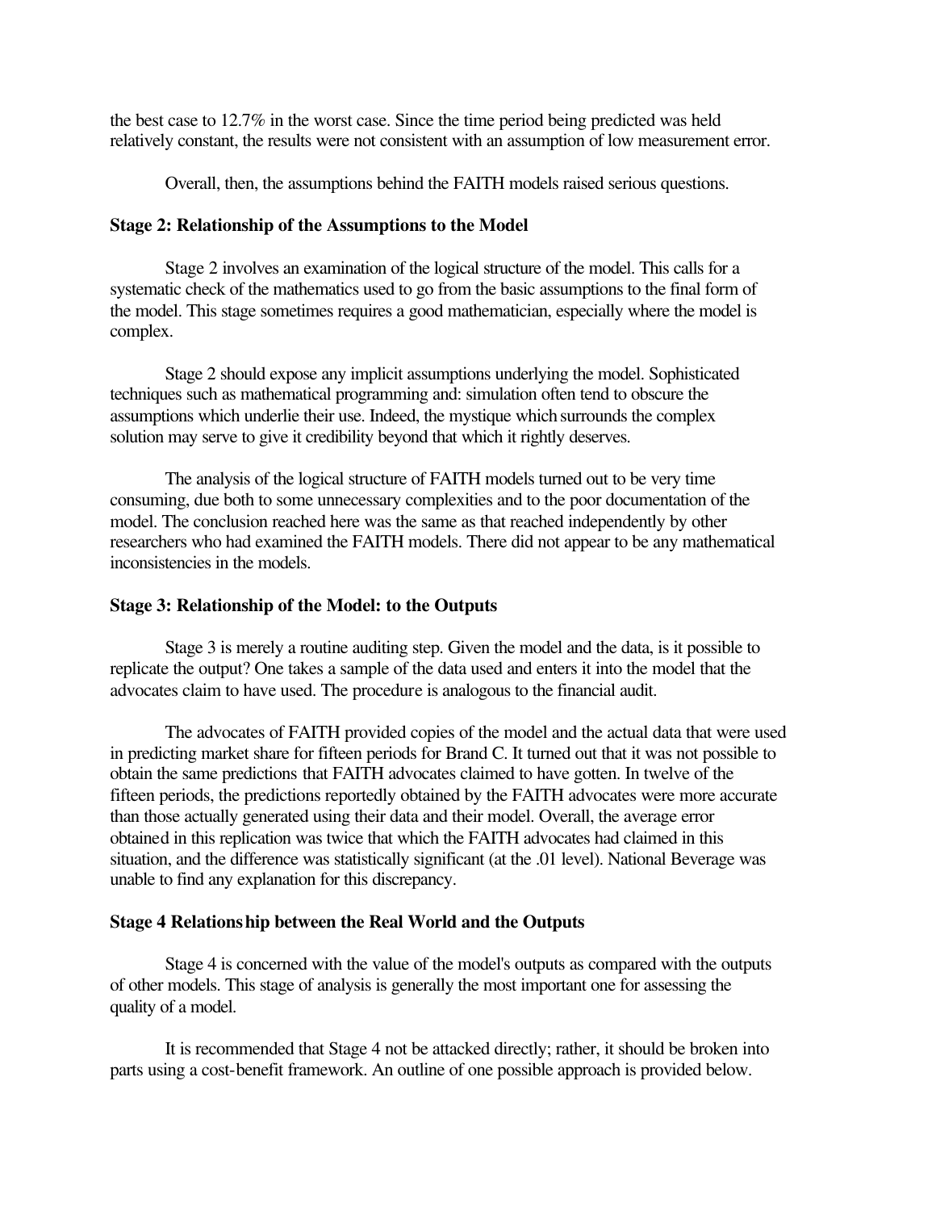the best case to 12.7% in the worst case. Since the time period being predicted was held relatively constant, the results were not consistent with an assumption of low measurement error.

Overall, then, the assumptions behind the FAITH models raised serious questions.

### Stage 2: Relationship of the Assumptions to the Model

Stage 2 involves an examination of the logical structure of the model. This calls for a systematic check of the mathematics used to go from the basic assumptions to the final form of the model. This stage sometimes requires a good mathematician, especially where the model is complex.

Stage 2 should expose any implicit assumptions underlying the model. Sophisticated techniques such as mathematical programming and: simulation often tend to obscure the assumptions which underlie their use. Indeed, the mystique which surrounds the complex solution may serve to give it credibility beyond that which it rightly deserves.

The analysis of the logical structure of FAITH models turned out to be very time consuming, due both to some unnecessary complexities and to the poor documentation of the model. The conclusion reached here was the same as that reached independently by other researchers who had examined the FAITH models. There did not appear to be any mathematical inconsistencies in the models.

### Stage 3: Relationship of the Model: to the Outputs

Stage 3 is merely a routine auditing step. Given the model and the data, is it possible to replicate the output? One takes a sample of the data used and enters it into the model that the advocates claim to have used. The procedure is analogous to the financial audit.

The advocates of FAITH provided copies of the model and the actual data that were used in predicting market share for fifteen periods for Brand C. It turned out that it was not possible to obtain the same predictions that FAITH advocates claimed to have gotten. In twelve of the fifteen periods, the predictions reportedly obtained by the FAITH advocates were more accurate than those actually generated using their data and their model. Overall, the average error obtained in this replication was twice that which the FAITH advocates had claimed in this situation, and the difference was statistically significant (at the .01 level). National Beverage was unable to find any explanation for this discrepancy.

### Stage 4 Relationship between the Real World and the Outputs

Stage 4 is concerned with the value of the model's outputs as compared with the outputs of other models. This stage of analysis is generally the most important one for assessing the quality of a model.

It is recommended that Stage 4 not be attacked directly; rather, it should be broken into parts using a cost-benefit framework. An outline of one possible approach is provided below.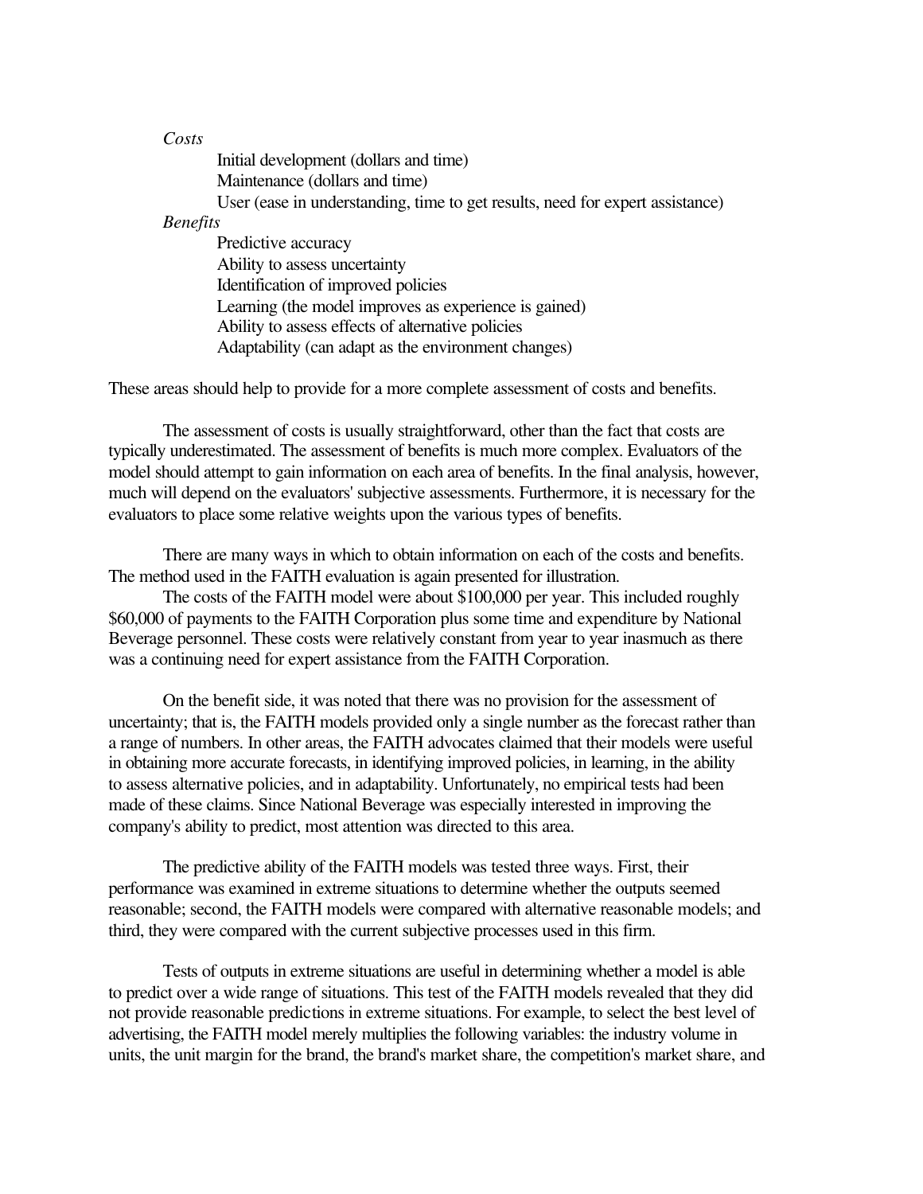*Costs*

- Initial development (dollars and time)
- Maintenance (dollars and time)
- User (ease in understanding, time to get results, need for expert assistance)

*Benefits*

- Predictive accuracy
- Ability to assess uncertainty
- Identification of improved policies
- Learning (the model improves as experience is gained)
- Ability to assess effects of alternative policies
- Adaptability (can adapt as the environment changes)

These areas should help to provide for a more complete assessment of costs and benefits.

The assessment of costs is usually straightforward, other than the fact that costs are typically underestimated. The assessment of benefits is much more complex. Evaluators of the model should attempt to gain information on each area of benefits. In the final analysis, however, much will depend on the evaluators' subjective assessments. Furthermore, it is necessary for the evaluators to place some relative weights upon the various types of benefits.

There are many ways in which to obtain information on each of the costs and benefits. The method used in the FAITH evaluation is again presented for illustration.

The costs of the FAITH model were about $100,000 per year. This included roughly $60,000 of payments to the FAITH Corporation plus some time and expenditure by National Beverage personnel. These costs were relatively constant from year to year inasmuch as there was a continuing need for expert assistance from the FAITH Corporation.

On the benefit side, it was noted that there was no provision for the assessment of uncertainty; that is, the FAITH models provided only a single number as the forecast rather than a range of numbers. In other areas, the FAITH advocates claimed that their models were useful in obtaining more accurate forecasts, in identifying improved policies, in learning, in the ability to assess alternative policies, and in adaptability. Unfortunately, no empirical tests had been made of these claims. Since National Beverage was especially interested in improving the company's ability to predict, most attention was directed to this area.

The predictive ability of the FAITH models was tested three ways. First, their performance was examined in extreme situations to determine whether the outputs seemed reasonable; second, the FAITH models were compared with alternative reasonable models; and third, they were compared with the current subjective processes used in this firm.

Tests of outputs in extreme situations are useful in determining whether a model is able to predict over a wide range of situations. This test of the FAITH models revealed that they did not provide reasonable predictions in extreme situations. For example, to select the best level of advertising, the FAITH model merely multiplies the following variables: the industry volume in units, the unit margin for the brand, the brand's market share, the competition's market share, and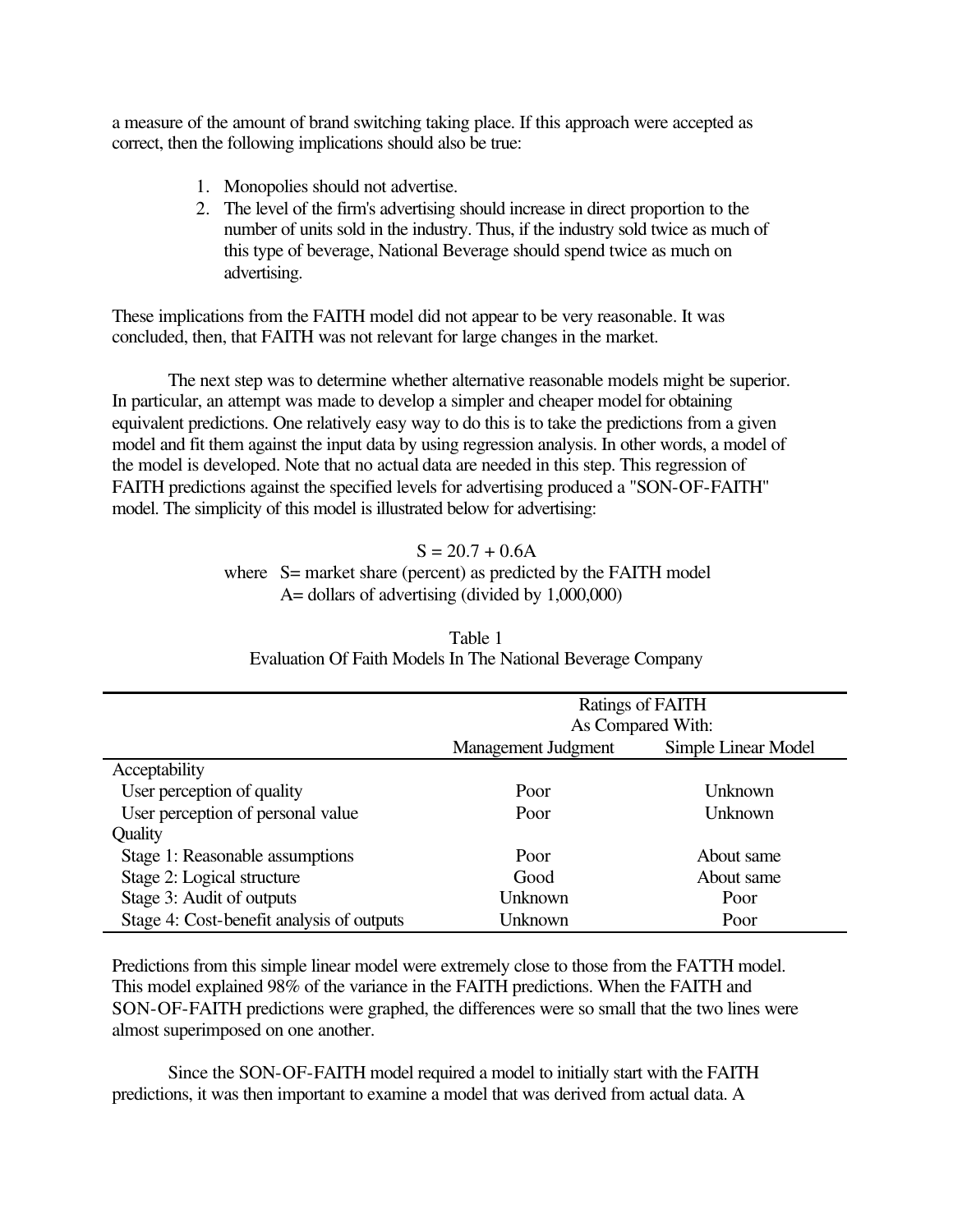a measure of the amount of brand switching taking place. If this approach were accepted as correct, then the following implications should also be true:

1. Monopolies should not advertise.
2. The level of the firm's advertising should increase in direct proportion to the number of units sold in the industry. Thus, if the industry sold twice as much of this type of beverage, National Beverage should spend twice as much on advertising.

These implications from the FAITH model did not appear to be very reasonable. It was concluded, then, that FAITH was not relevant for large changes in the market.

The next step was to determine whether alternative reasonable models might be superior. In particular, an attempt was made to develop a simpler and cheaper model for obtaining equivalent predictions. One relatively easy way to do this is to take the predictions from a given model and fit them against the input data by using regression analysis. In other words, a model of the model is developed. Note that no actual data are needed in this step. This regression of FAITH predictions against the specified levels for advertising produced a "SON-OF-FAITH" model. The simplicity of this model is illustrated below for advertising:

$$S = 20.7 + 0.6A$$

where S= market share (percent) as predicted by the FAITH model
A= dollars of advertising (divided by 1,000,000)

Table 1
Evaluation Of Faith Models In The National Beverage Company

| | Ratings of FAITH As Compared With: | |
|---|---|---|
| | Management Judgment | Simple Linear Model |
| Acceptability | | |
| User perception of quality | Poor | Unknown |
| User perception of personal value | Poor | Unknown |
| Quality | | |
| Stage 1: Reasonable assumptions | Poor | About same |
| Stage 2: Logical structure | Good | About same |
| Stage 3: Audit of outputs | Unknown | Poor |
| Stage 4: Cost-benefit analysis of outputs | Unknown | Poor |

Predictions from this simple linear model were extremely close to those from the FATTH model. This model explained 98% of the variance in the FAITH predictions. When the FAITH and SON-OF-FAITH predictions were graphed, the differences were so small that the two lines were almost superimposed on one another.

Since the SON-OF-FAITH model required a model to initially start with the FAITH predictions, it was then important to examine a model that was derived from actual data. A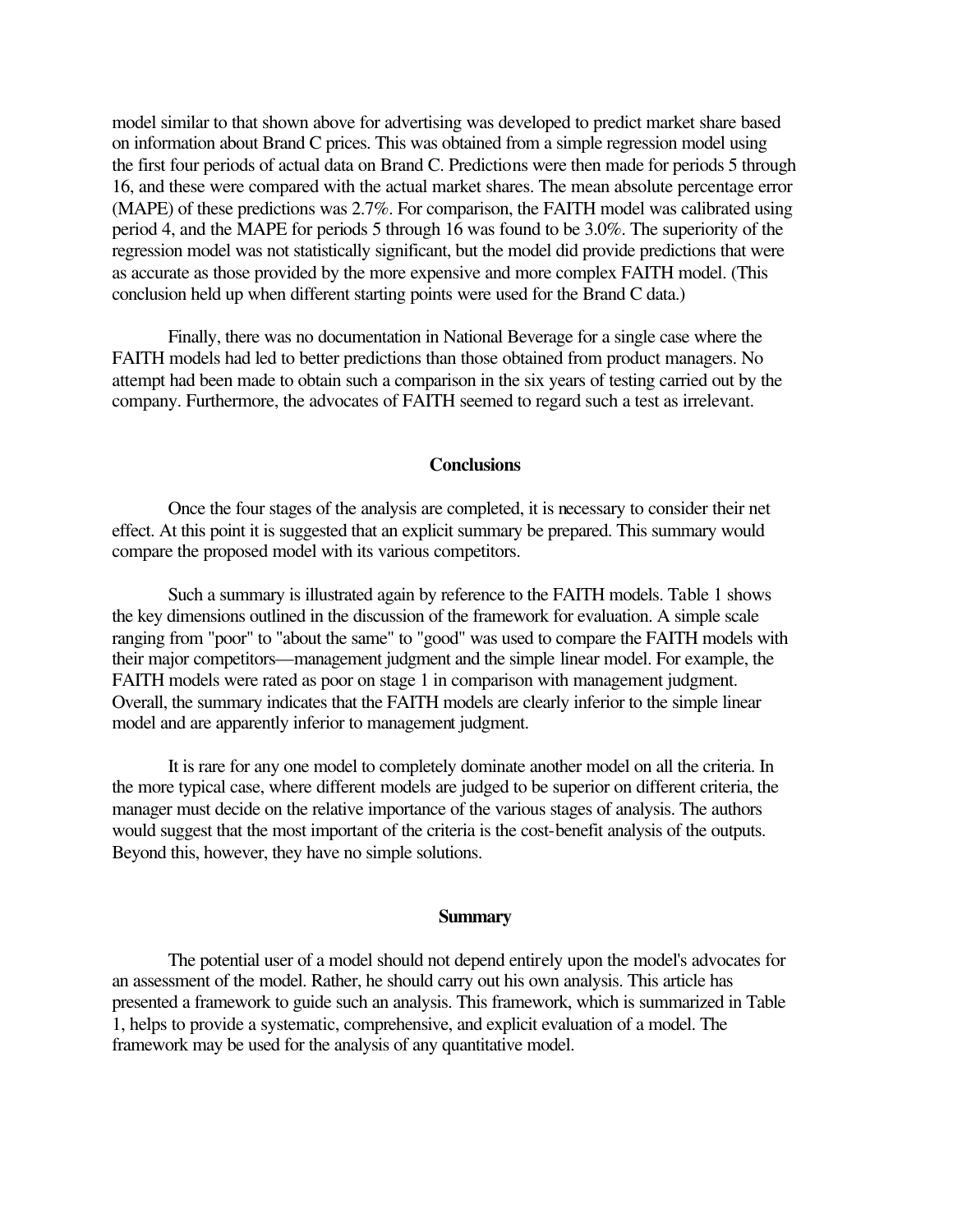model similar to that shown above for advertising was developed to predict market share based on information about Brand C prices. This was obtained from a simple regression model using the first four periods of actual data on Brand C. Predictions were then made for periods 5 through 16, and these were compared with the actual market shares. The mean absolute percentage error (MAPE) of these predictions was 2.7%. For comparison, the FAITH model was calibrated using period 4, and the MAPE for periods 5 through 16 was found to be 3.0%. The superiority of the regression model was not statistically significant, but the model did provide predictions that were as accurate as those provided by the more expensive and more complex FAITH model. (This conclusion held up when different starting points were used for the Brand C data.)

Finally, there was no documentation in National Beverage for a single case where the FAITH models had led to better predictions than those obtained from product managers. No attempt had been made to obtain such a comparison in the six years of testing carried out by the company. Furthermore, the advocates of FAITH seemed to regard such a test as irrelevant.

## Conclusions

Once the four stages of the analysis are completed, it is necessary to consider their net effect. At this point it is suggested that an explicit summary be prepared. This summary would compare the proposed model with its various competitors.

Such a summary is illustrated again by reference to the FAITH models. Table 1 shows the key dimensions outlined in the discussion of the framework for evaluation. A simple scale ranging from "poor" to "about the same" to "good" was used to compare the FAITH models with their major competitors—management judgment and the simple linear model. For example, the FAITH models were rated as poor on stage 1 in comparison with management judgment. Overall, the summary indicates that the FAITH models are clearly inferior to the simple linear model and are apparently inferior to management judgment.

It is rare for any one model to completely dominate another model on all the criteria. In the more typical case, where different models are judged to be superior on different criteria, the manager must decide on the relative importance of the various stages of analysis. The authors would suggest that the most important of the criteria is the cost-benefit analysis of the outputs. Beyond this, however, they have no simple solutions.

## Summary

The potential user of a model should not depend entirely upon the model's advocates for an assessment of the model. Rather, he should carry out his own analysis. This article has presented a framework to guide such an analysis. This framework, which is summarized in Table 1, helps to provide a systematic, comprehensive, and explicit evaluation of a model. The framework may be used for the analysis of any quantitative model.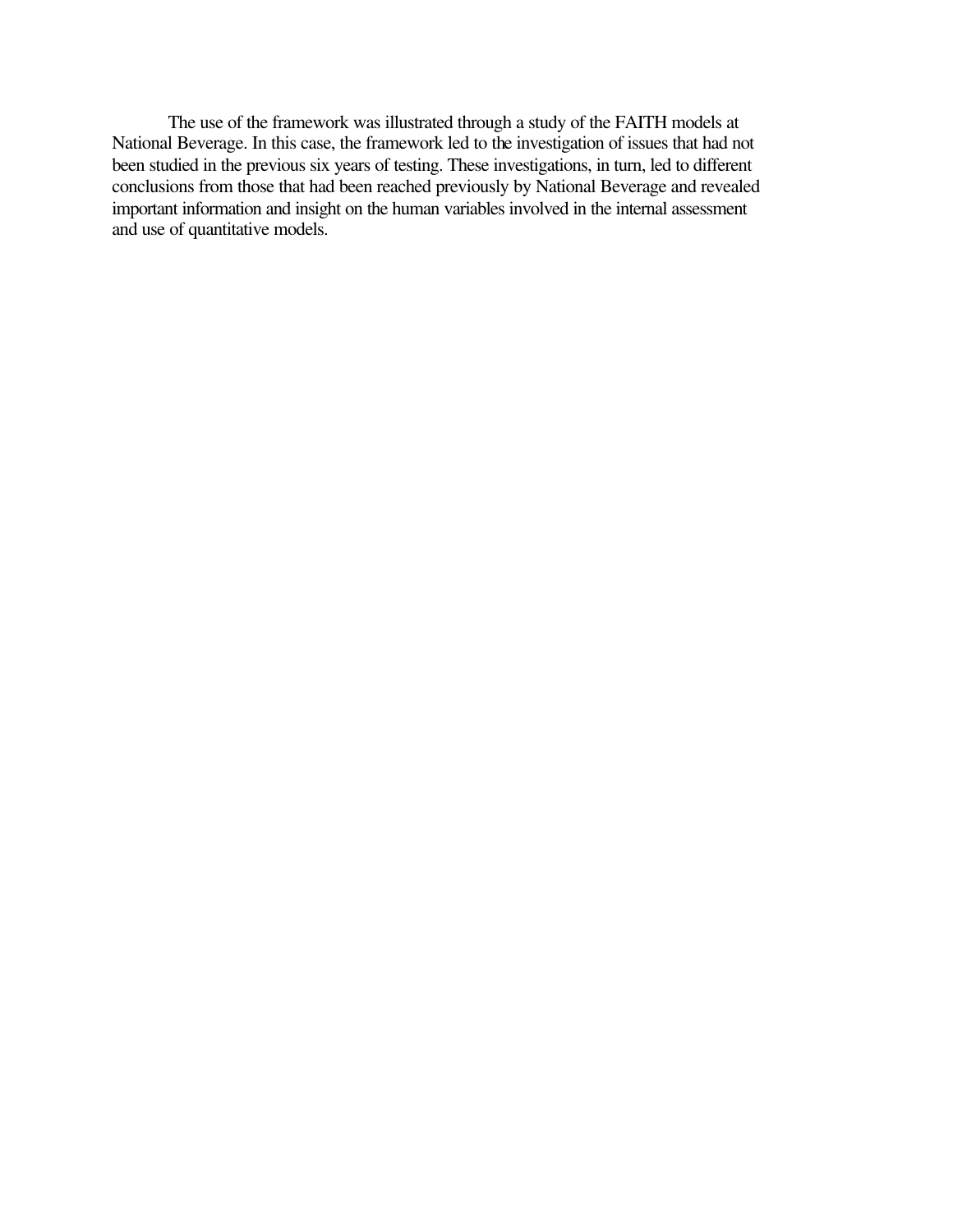The use of the framework was illustrated through a study of the FAITH models at National Beverage. In this case, the framework led to the investigation of issues that had not been studied in the previous six years of testing. These investigations, in turn, led to different conclusions from those that had been reached previously by National Beverage and revealed important information and insight on the human variables involved in the internal assessment and use of quantitative models.